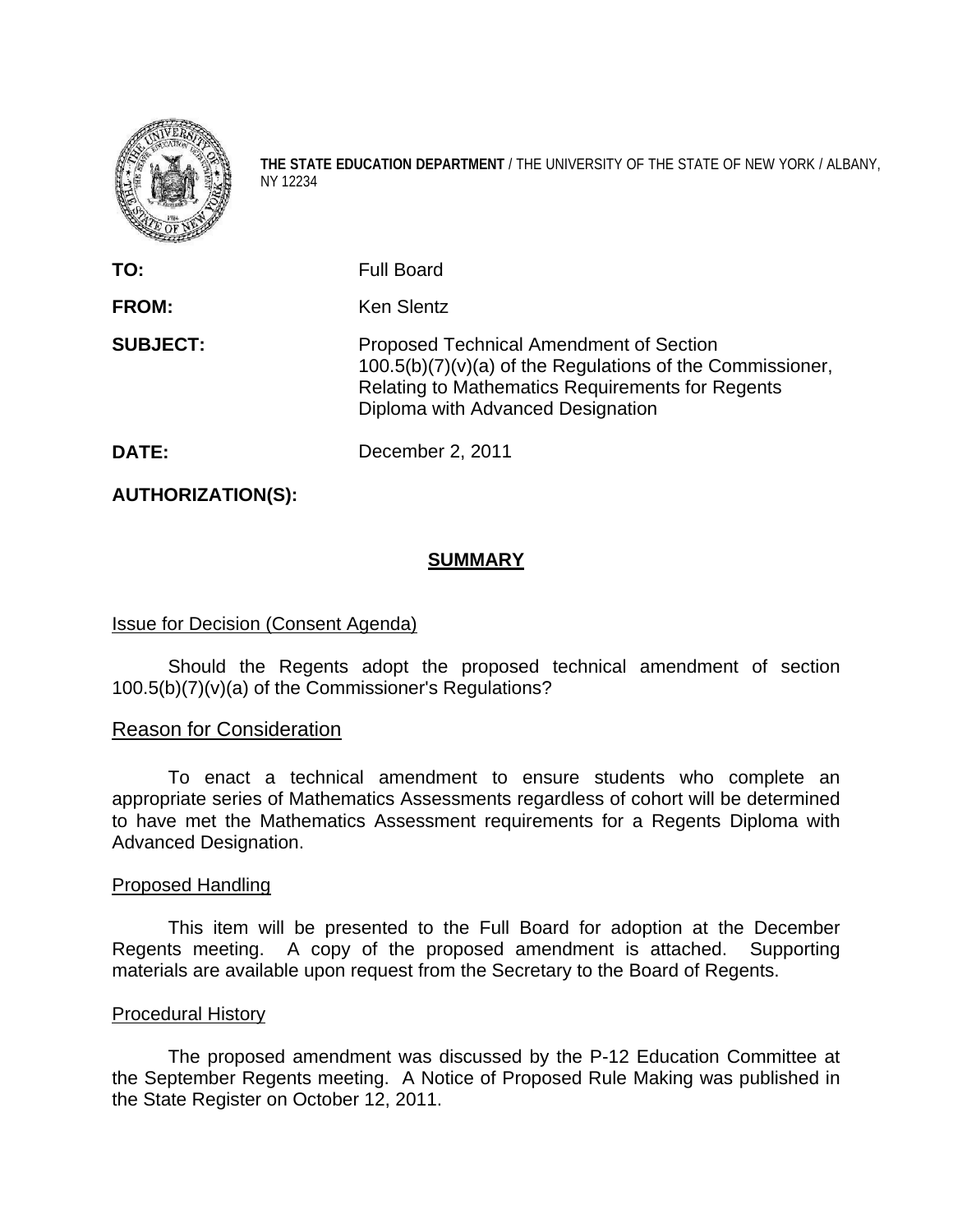**THE STATE EDUCATION DEPARTMENT** / THE UNIVERSITY OF THE STATE OF NEW YORK / ALBANY, NY 12234

**TO:** Full Board

**FROM:** Ken Slentz

**SUBJECT:** Proposed Technical Amendment of Section 100.5(b)(7)(v)(a) of the Regulations of the Commissioner, Relating to Mathematics Requirements for Regents Diploma with Advanced Designation

**DATE:** December 2, 2011

**AUTHORIZATION(S):**

## SUMMARY

### Issue for Decision (Consent Agenda)

Should the Regents adopt the proposed technical amendment of section 100.5(b)(7)(v)(a) of the Commissioner's Regulations?

### Reason for Consideration

To enact a technical amendment to ensure students who complete an appropriate series of Mathematics Assessments regardless of cohort will be determined to have met the Mathematics Assessment requirements for a Regents Diploma with Advanced Designation.

### Proposed Handling

This item will be presented to the Full Board for adoption at the December Regents meeting. A copy of the proposed amendment is attached. Supporting materials are available upon request from the Secretary to the Board of Regents.

### Procedural History

The proposed amendment was discussed by the P-12 Education Committee at the September Regents meeting. A Notice of Proposed Rule Making was published in the State Register on October 12, 2011.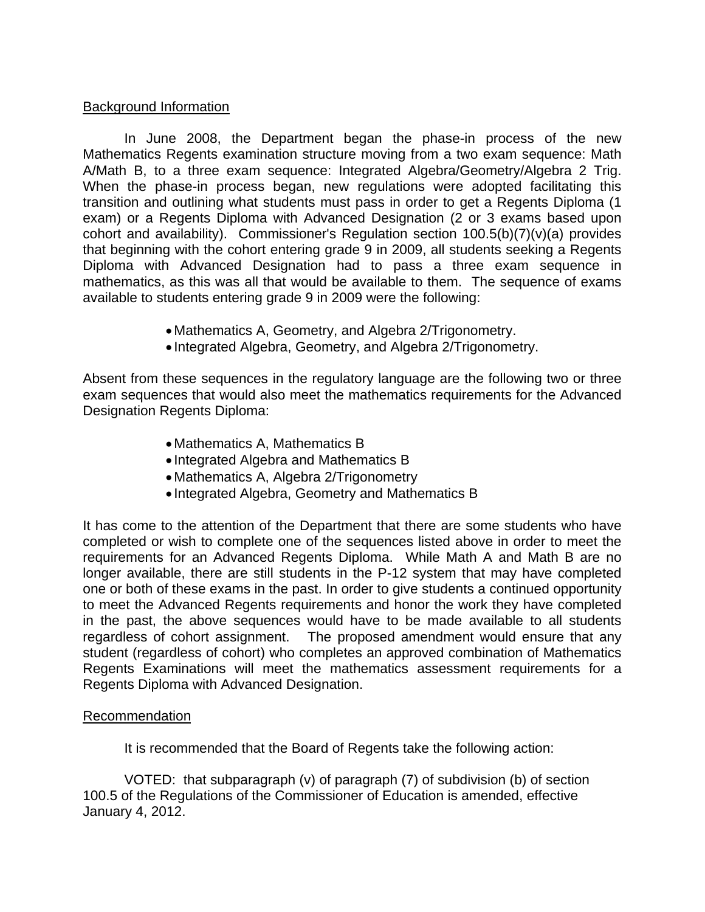Background Information

In June 2008, the Department began the phase-in process of the new Mathematics Regents examination structure moving from a two exam sequence: Math A/Math B, to a three exam sequence: Integrated Algebra/Geometry/Algebra 2 Trig. When the phase-in process began, new regulations were adopted facilitating this transition and outlining what students must pass in order to get a Regents Diploma (1 exam) or a Regents Diploma with Advanced Designation (2 or 3 exams based upon cohort and availability). Commissioner's Regulation section 100.5(b)(7)(v)(a) provides that beginning with the cohort entering grade 9 in 2009, all students seeking a Regents Diploma with Advanced Designation had to pass a three exam sequence in mathematics, as this was all that would be available to them. The sequence of exams available to students entering grade 9 in 2009 were the following:

- Mathematics A, Geometry, and Algebra 2/Trigonometry.
- Integrated Algebra, Geometry, and Algebra 2/Trigonometry.

Absent from these sequences in the regulatory language are the following two or three exam sequences that would also meet the mathematics requirements for the Advanced Designation Regents Diploma:

- Mathematics A, Mathematics B
- Integrated Algebra and Mathematics B
- Mathematics A, Algebra 2/Trigonometry
- Integrated Algebra, Geometry and Mathematics B

It has come to the attention of the Department that there are some students who have completed or wish to complete one of the sequences listed above in order to meet the requirements for an Advanced Regents Diploma. While Math A and Math B are no longer available, there are still students in the P-12 system that may have completed one or both of these exams in the past. In order to give students a continued opportunity to meet the Advanced Regents requirements and honor the work they have completed in the past, the above sequences would have to be made available to all students regardless of cohort assignment. The proposed amendment would ensure that any student (regardless of cohort) who completes an approved combination of Mathematics Regents Examinations will meet the mathematics assessment requirements for a Regents Diploma with Advanced Designation.

Recommendation

It is recommended that the Board of Regents take the following action:

VOTED: that subparagraph (v) of paragraph (7) of subdivision (b) of section 100.5 of the Regulations of the Commissioner of Education is amended, effective January 4, 2012.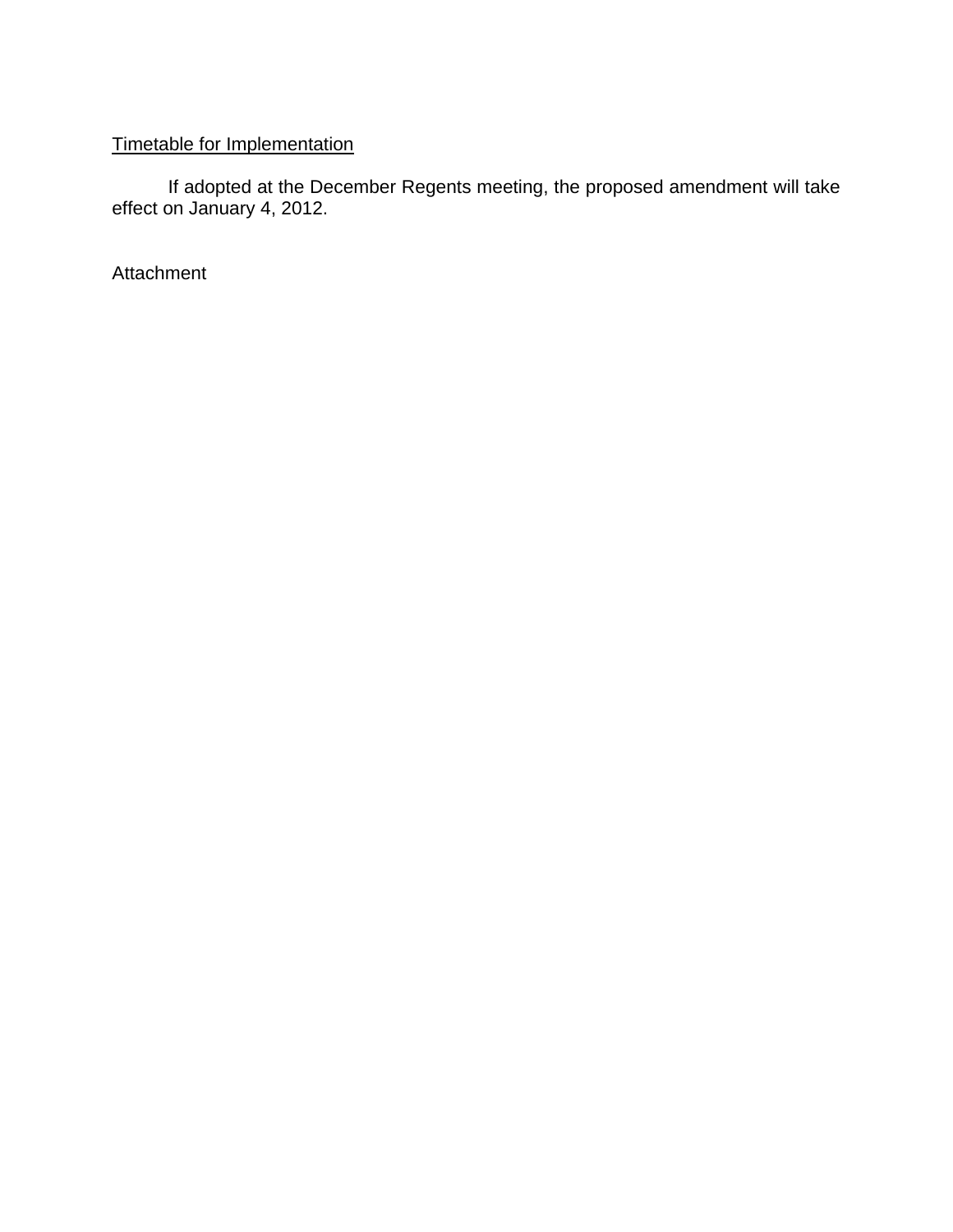Timetable for Implementation

If adopted at the December Regents meeting, the proposed amendment will take effect on January 4, 2012.

Attachment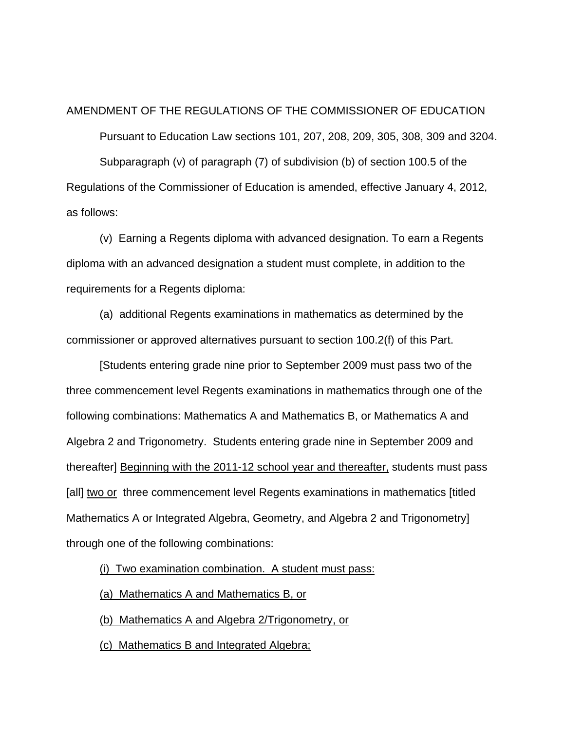AMENDMENT OF THE REGULATIONS OF THE COMMISSIONER OF EDUCATION

Pursuant to Education Law sections 101, 207, 208, 209, 305, 308, 309 and 3204.

Subparagraph (v) of paragraph (7) of subdivision (b) of section 100.5 of the Regulations of the Commissioner of Education is amended, effective January 4, 2012, as follows:

(v) Earning a Regents diploma with advanced designation. To earn a Regents diploma with an advanced designation a student must complete, in addition to the requirements for a Regents diploma:

(a) additional Regents examinations in mathematics as determined by the commissioner or approved alternatives pursuant to section 100.2(f) of this Part.

[Students entering grade nine prior to September 2009 must pass two of the three commencement level Regents examinations in mathematics through one of the following combinations: Mathematics A and Mathematics B, or Mathematics A and Algebra 2 and Trigonometry. Students entering grade nine in September 2009 and thereafter] <u>Beginning with the 2011-12 school year and thereafter,</u> students must pass [all] <u>two or</u> three commencement level Regents examinations in mathematics [titled Mathematics A or Integrated Algebra, Geometry, and Algebra 2 and Trigonometry] through one of the following combinations:

<u>(i) Two examination combination. A student must pass:</u>

<u>(a) Mathematics A and Mathematics B, or</u>

<u>(b) Mathematics A and Algebra 2/Trigonometry, or</u>

<u>(c) Mathematics B and Integrated Algebra;</u>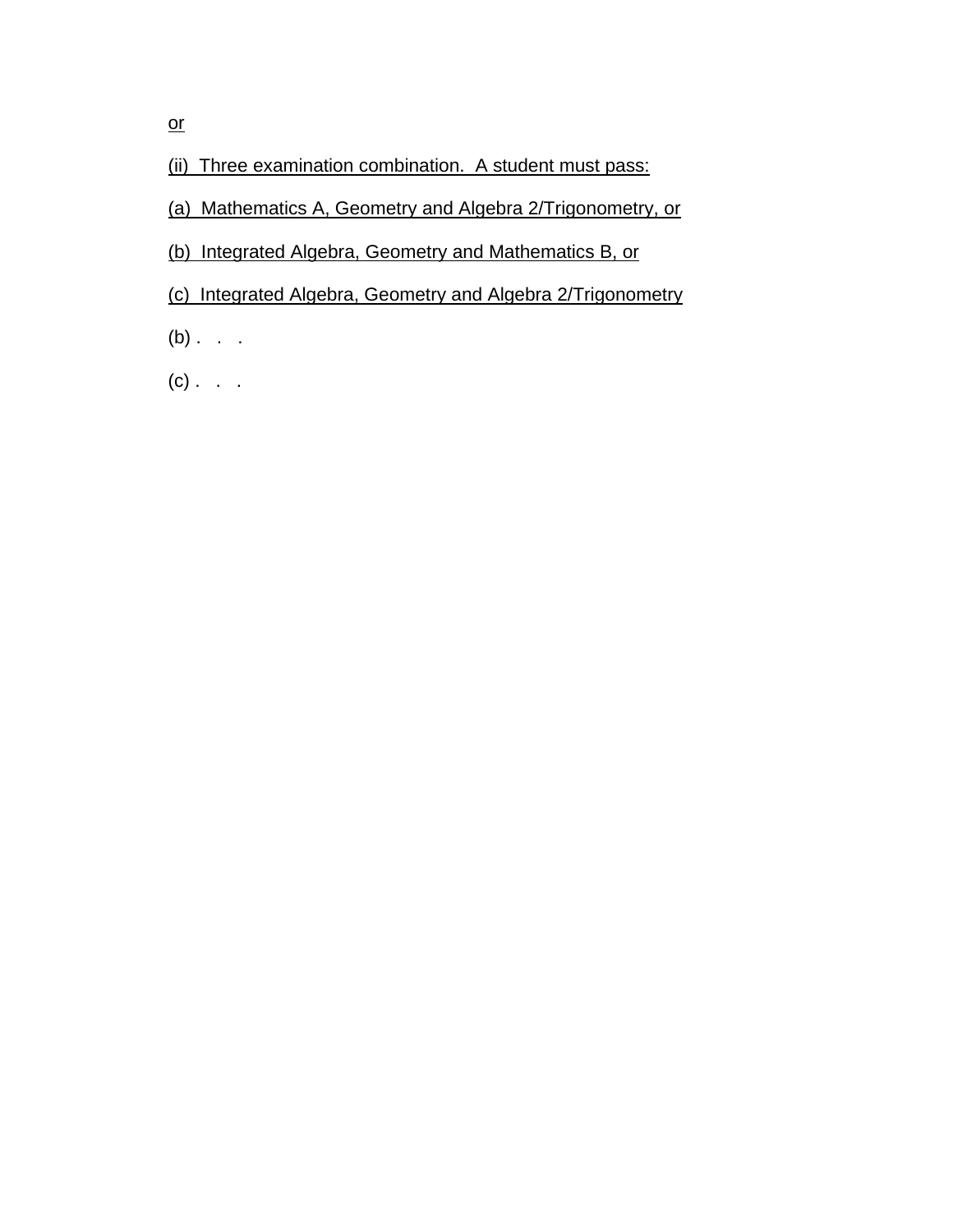<u>or</u>

<u>(ii)  Three examination combination.  A student must pass:</u>

<u>(a)  Mathematics A, Geometry and Algebra 2/Trigonometry, or</u>

<u>(b)  Integrated Algebra, Geometry and Mathematics B, or</u>

<u>(c)  Integrated Algebra, Geometry and Algebra 2/Trigonometry</u>

(b) .   .   .

(c) .   .   .